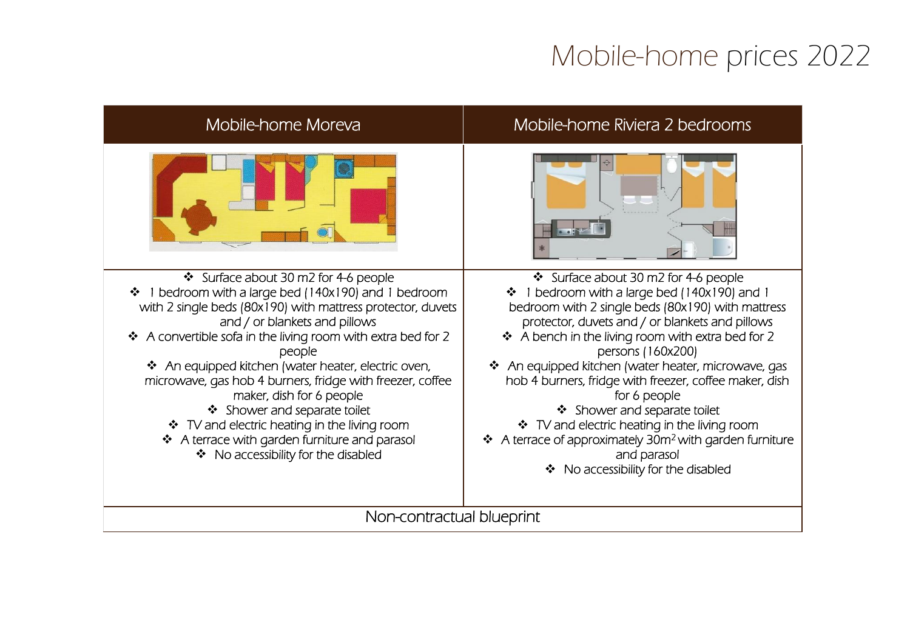# Mobile-home prices 2022

| Mobile-home Moreva | Mobile-home Riviera 2 bedrooms |
|---|---|
| | |
| ❖ Surface about 30 m2 for 4-6 people<br>❖ 1 bedroom with a large bed (140x190) and 1 bedroom with 2 single beds (80x190) with mattress protector, duvets and / or blankets and pillows<br>❖ A convertible sofa in the living room with extra bed for 2 people<br>❖ An equipped kitchen (water heater, electric oven, microwave, gas hob 4 burners, fridge with freezer, coffee maker, dish for 6 people<br>❖ Shower and separate toilet<br>❖ TV and electric heating in the living room<br>❖ A terrace with garden furniture and parasol<br>❖ No accessibility for the disabled | ❖ Surface about 30 m2 for 4-6 people<br>❖ 1 bedroom with a large bed (140x190) and 1 bedroom with 2 single beds (80x190) with mattress protector, duvets and / or blankets and pillows<br>❖ A bench in the living room with extra bed for 2 persons (160x200)<br>❖ An equipped kitchen (water heater, microwave, gas hob 4 burners, fridge with freezer, coffee maker, dish for 6 people<br>❖ Shower and separate toilet<br>❖ TV and electric heating in the living room<br>❖ A terrace of approximately 30m² with garden furniture and parasol<br>❖ No accessibility for the disabled |
| Non-contractual blueprint | |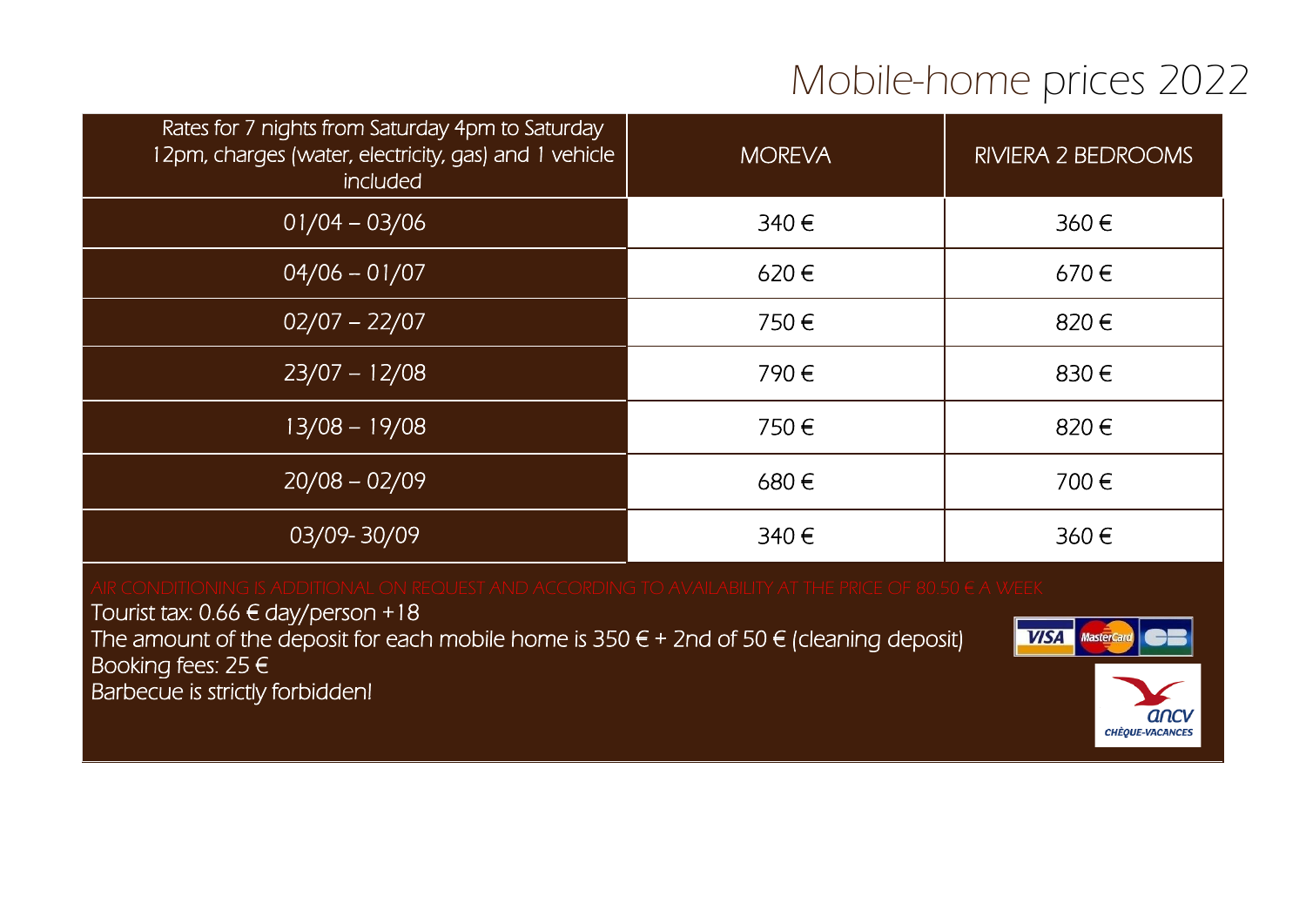# Mobile-home prices 2022

| Rates for 7 nights from Saturday 4pm to Saturday 12pm, charges (water, electricity, gas) and 1 vehicle included | MOREVA | RIVIERA 2 BEDROOMS |
|---|---|---|
| 01/04 – 03/06 | 340 € | 360 € |
| 04/06 – 01/07 | 620 € | 670 € |
| 02/07 – 22/07 | 750 € | 820 € |
| 23/07 – 12/08 | 790 € | 830 € |
| 13/08 – 19/08 | 750 € | 820 € |
| 20/08 – 02/09 | 680 € | 700 € |
| 03/09- 30/09 | 340 € | 360 € |

AIR CONDITIONING IS ADDITIONAL ON REQUEST AND ACCORDING TO AVAILABILITY AT THE PRICE OF 80.50 € A WEEK

Tourist tax: 0.66 € day/person +18

The amount of the deposit for each mobile home is 350 € + 2nd of 50 € (cleaning deposit)

Booking fees: 25 €

Barbecue is strictly forbidden!

VISA MasterCard CB

ancv CHÈQUE-VACANCES